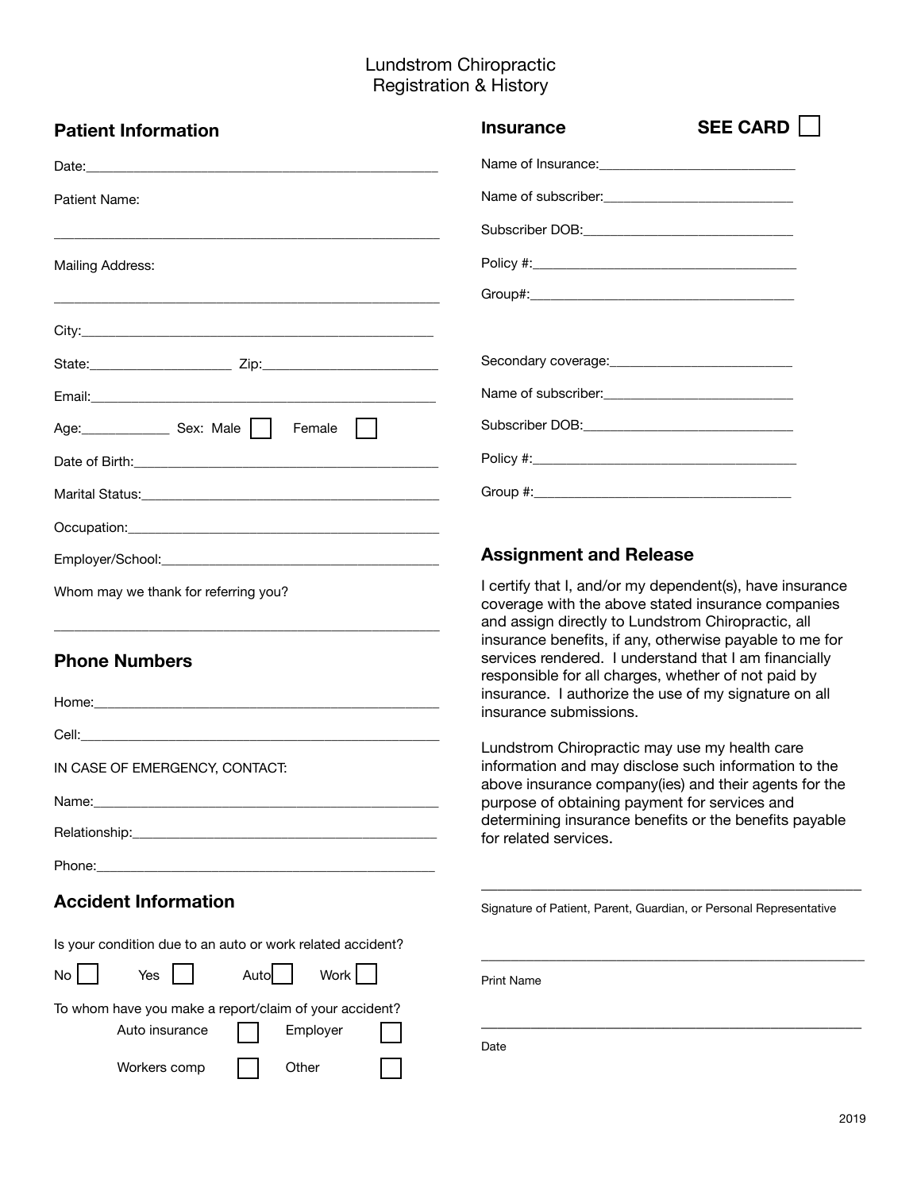# Lundstrom Chiropractic
## Registration & History

## Patient Information

Date:___________________________________________________

Patient Name:

___________________________________________________________

Mailing Address:

___________________________________________________________

City:____________________________________________________

State:____________________ Zip:_________________________

Email:___________________________________________________

Age:____________ Sex: Male ☐ Female ☐

Date of Birth:___________________________________________

Marital Status:__________________________________________

Occupation:_____________________________________________

Employer/School:________________________________________

Whom may we thank for referring you?

___________________________________________________________

## Phone Numbers

Home:___________________________________________________

Cell:_____________________________________________________

IN CASE OF EMERGENCY, CONTACT:

Name:___________________________________________________

Relationship:____________________________________________

Phone:__________________________________________________

## Accident Information

Is your condition due to an auto or work related accident?

No ☐ Yes ☐ Auto ☐ Work ☐

To whom have you make a report/claim of your accident?

Auto insurance ☐ Employer ☐

Workers comp ☐ Other ☐

## Insurance SEE CARD ☐

Name of Insurance:___________________________

Name of subscriber:__________________________

Subscriber DOB:_____________________________

Policy #:____________________________________

Group#:____________________________________

Secondary coverage:_________________________

Name of subscriber:__________________________

Subscriber DOB:_____________________________

Policy #:____________________________________

Group #:___________________________________

## Assignment and Release

I certify that I, and/or my dependent(s), have insurance coverage with the above stated insurance companies and assign directly to Lundstrom Chiropractic, all insurance benefits, if any, otherwise payable to me for services rendered. I understand that I am financially responsible for all charges, whether of not paid by insurance. I authorize the use of my signature on all insurance submissions.

Lundstrom Chiropractic may use my health care information and may disclose such information to the above insurance company(ies) and their agents for the purpose of obtaining payment for services and determining insurance benefits or the benefits payable for related services.

___________________________________________________

Signature of Patient, Parent, Guardian, or Personal Representative

___________________________________________________

Print Name

___________________________________________________

Date

2019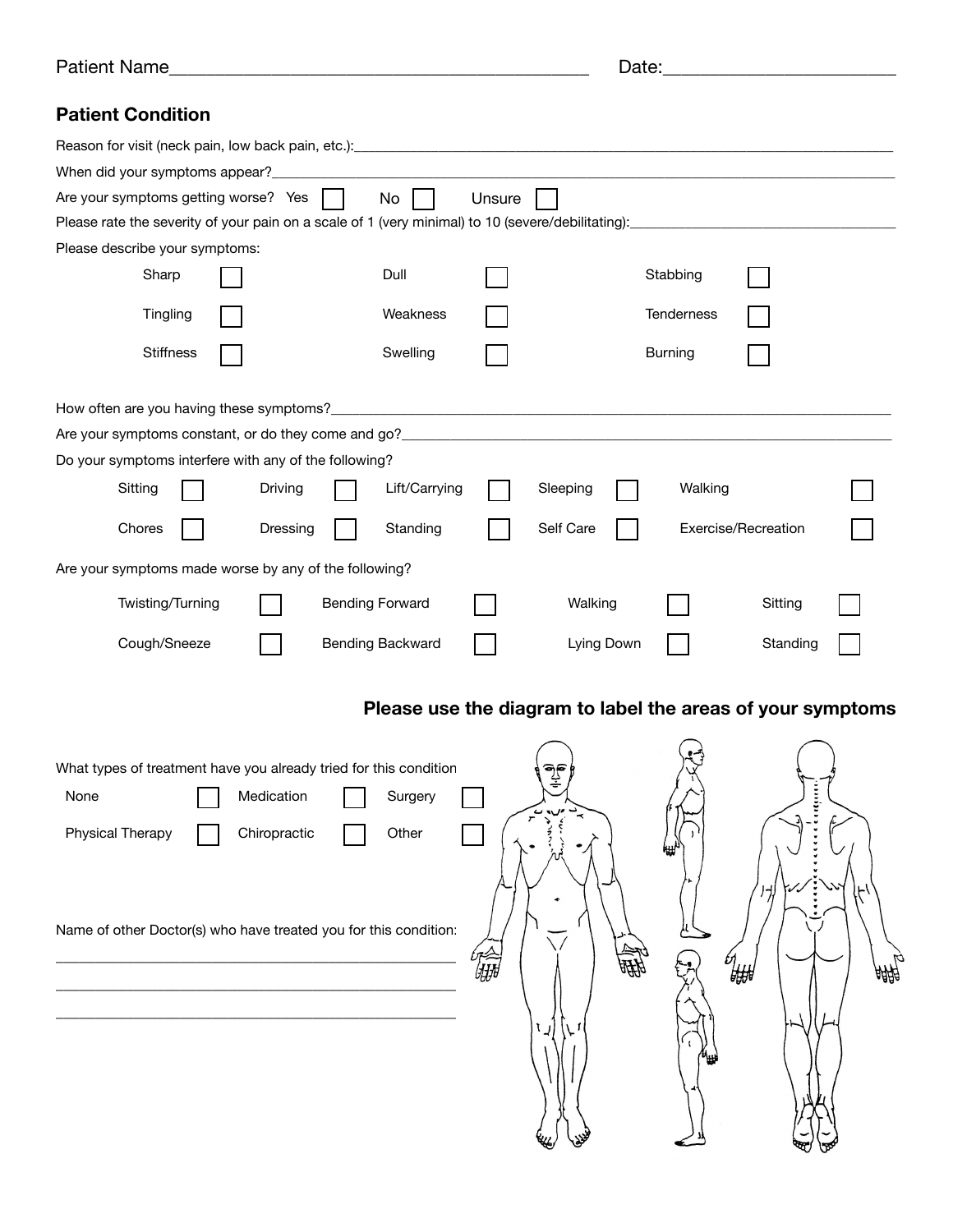Patient Name_____________________________________________ Date:_______________________

## Patient Condition

Reason for visit (neck pain, low back pain, etc.):_____________________________________________

When did your symptoms appear?_____________________________________________

Are your symptoms getting worse? Yes ☐ No ☐ Unsure ☐

Please rate the severity of your pain on a scale of 1 (very minimal) to 10 (severe/debilitating):_____________________

Please describe your symptoms:

| | | | | | |
|---|---|---|---|---|---|
| Sharp | ☐ | Dull | ☐ | Stabbing | ☐ |
| Tingling | ☐ | Weakness | ☐ | Tenderness | ☐ |
| Stiffness | ☐ | Swelling | ☐ | Burning | ☐ |

How often are you having these symptoms?_____________________________________________

Are your symptoms constant, or do they come and go?_____________________________________________

Do your symptoms interfere with any of the following?

| | | | | | | | | | |
|---|---|---|---|---|---|---|---|---|---|
| Sitting | ☐ | Driving | ☐ | Lift/Carrying | ☐ | Sleeping | ☐ | Walking | ☐ |
| Chores | ☐ | Dressing | ☐ | Standing | ☐ | Self Care | ☐ | Exercise/Recreation | ☐ |

Are your symptoms made worse by any of the following?

| | | | | | | | |
|---|---|---|---|---|---|---|---|
| Twisting/Turning | ☐ | Bending Forward | ☐ | Walking | ☐ | Sitting | ☐ |
| Cough/Sneeze | ☐ | Bending Backward | ☐ | Lying Down | ☐ | Standing | ☐ |

**Please use the diagram to label the areas of your symptoms**

What types of treatment have you already tried for this condition

| | | | | | |
|---|---|---|---|---|---|
| None | ☐ | Medication | ☐ | Surgery | ☐ |
| Physical Therapy | ☐ | Chiropractic | ☐ | Other | ☐ |

Name of other Doctor(s) who have treated you for this condition:

_____________________________________________

_____________________________________________

_____________________________________________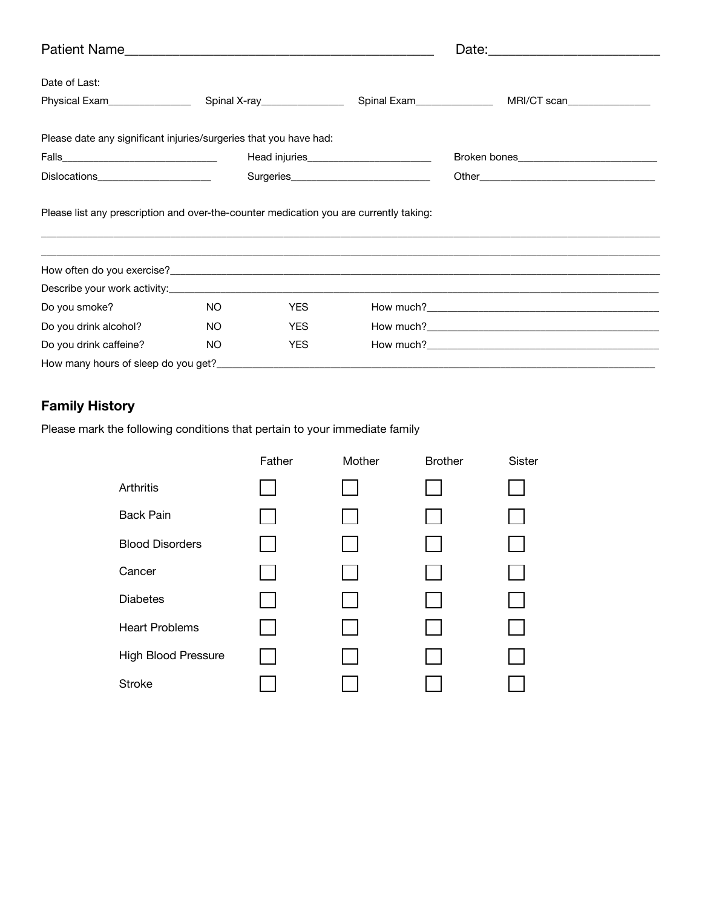Patient Name_____________________________________________ Date:________________________

Date of Last:

Physical Exam_______________ Spinal X-ray_______________ Spinal Exam______________ MRI/CT scan_______________

Please date any significant injuries/surgeries that you have had:

Falls_____________________________ Head injuries_______________________ Broken bones__________________________

Dislocations_____________________ Surgeries__________________________ Other_________________________________

Please list any prescription and over-the-counter medication you are currently taking:

______________________________________________________________________________________________

______________________________________________________________________________________________

How often do you exercise?_______________________________________________________________________

Describe your work activity:_______________________________________________________________________

| | | | |
|---|---|---|---|
| Do you smoke? | NO | YES | How much?_______________________________ |
| Do you drink alcohol? | NO | YES | How much?_______________________________ |
| Do you drink caffeine? | NO | YES | How much?_______________________________ |

How many hours of sleep do you get?_______________________________________________________________

## Family History

Please mark the following conditions that pertain to your immediate family

| | Father | Mother | Brother | Sister |
|---|---|---|---|---|
| Arthritis | ☐ | ☐ | ☐ | ☐ |
| Back Pain | ☐ | ☐ | ☐ | ☐ |
| Blood Disorders | ☐ | ☐ | ☐ | ☐ |
| Cancer | ☐ | ☐ | ☐ | ☐ |
| Diabetes | ☐ | ☐ | ☐ | ☐ |
| Heart Problems | ☐ | ☐ | ☐ | ☐ |
| High Blood Pressure | ☐ | ☐ | ☐ | ☐ |
| Stroke | ☐ | ☐ | ☐ | ☐ |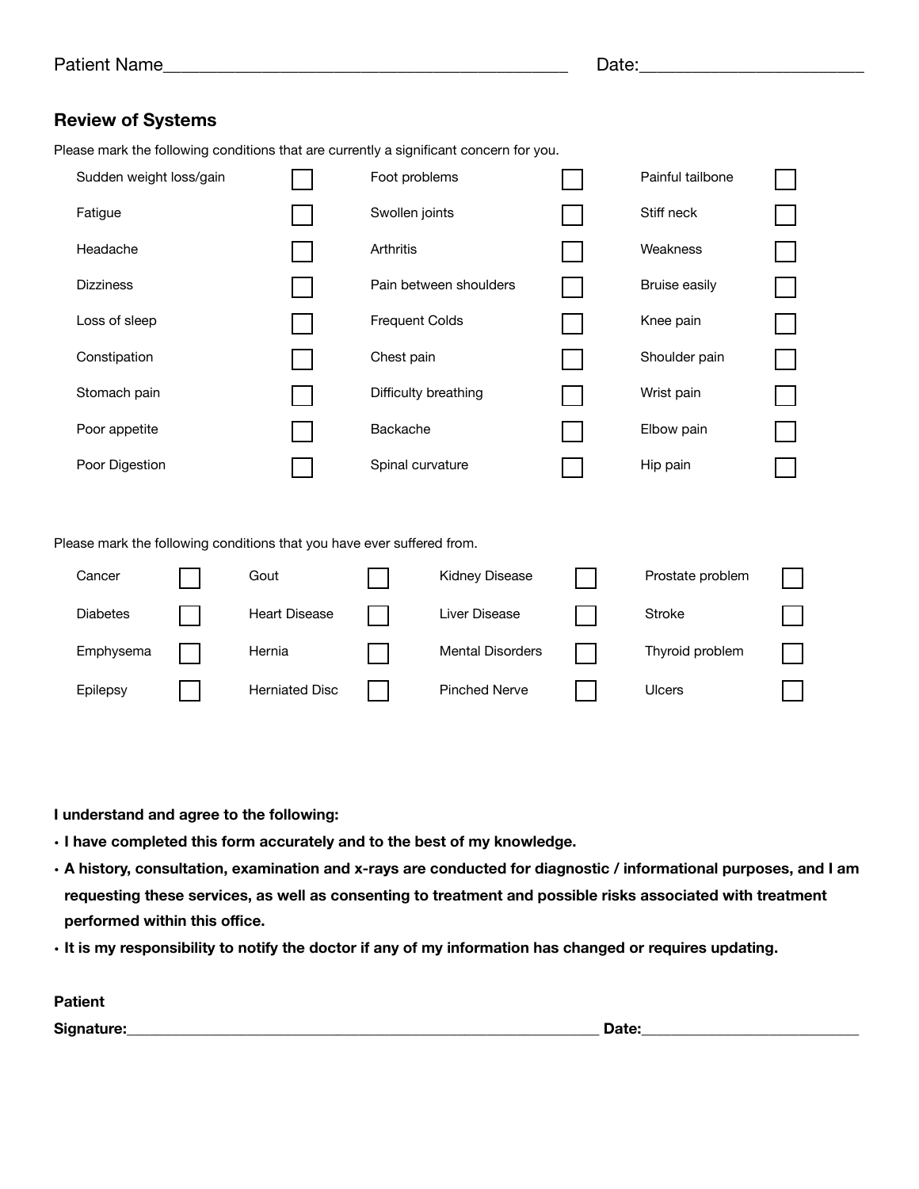Patient Name\_\_\_\_\_\_\_\_\_\_\_\_\_\_\_\_\_\_\_\_\_\_\_\_\_\_\_\_\_\_\_\_\_\_\_\_\_\_\_\_\_\_\_\_ Date:\_\_\_\_\_\_\_\_\_\_\_\_\_\_\_\_\_\_\_\_\_\_\_\_

## Review of Systems

Please mark the following conditions that are currently a significant concern for you.

| | | | | | |
|---|---|---|---|---|---|
| Sudden weight loss/gain | ☐ | Foot problems | ☐ | Painful tailbone | ☐ |
| Fatigue | ☐ | Swollen joints | ☐ | Stiff neck | ☐ |
| Headache | ☐ | Arthritis | ☐ | Weakness | ☐ |
| Dizziness | ☐ | Pain between shoulders | ☐ | Bruise easily | ☐ |
| Loss of sleep | ☐ | Frequent Colds | ☐ | Knee pain | ☐ |
| Constipation | ☐ | Chest pain | ☐ | Shoulder pain | ☐ |
| Stomach pain | ☐ | Difficulty breathing | ☐ | Wrist pain | ☐ |
| Poor appetite | ☐ | Backache | ☐ | Elbow pain | ☐ |
| Poor Digestion | ☐ | Spinal curvature | ☐ | Hip pain | ☐ |

Please mark the following conditions that you have ever suffered from.

| | | | | | | | |
|---|---|---|---|---|---|---|---|
| Cancer | ☐ | Gout | ☐ | Kidney Disease | ☐ | Prostate problem | ☐ |
| Diabetes | ☐ | Heart Disease | ☐ | Liver Disease | ☐ | Stroke | ☐ |
| Emphysema | ☐ | Hernia | ☐ | Mental Disorders | ☐ | Thyroid problem | ☐ |
| Epilepsy | ☐ | Herniated Disc | ☐ | Pinched Nerve | ☐ | Ulcers | ☐ |

**I understand and agree to the following:**

- **I have completed this form accurately and to the best of my knowledge.**
- **A history, consultation, examination and x-rays are conducted for diagnostic / informational purposes, and I am requesting these services, as well as consenting to treatment and possible risks associated with treatment performed within this office.**
- **It is my responsibility to notify the doctor if any of my information has changed or requires updating.**

**Patient Signature:**\_\_\_\_\_\_\_\_\_\_\_\_\_\_\_\_\_\_\_\_\_\_\_\_\_\_\_\_\_\_\_\_\_\_\_\_\_\_\_\_\_\_\_\_\_\_\_\_\_\_\_\_\_\_\_\_\_\_\_\_ **Date:**\_\_\_\_\_\_\_\_\_\_\_\_\_\_\_\_\_\_\_\_\_\_\_\_\_\_\_\_